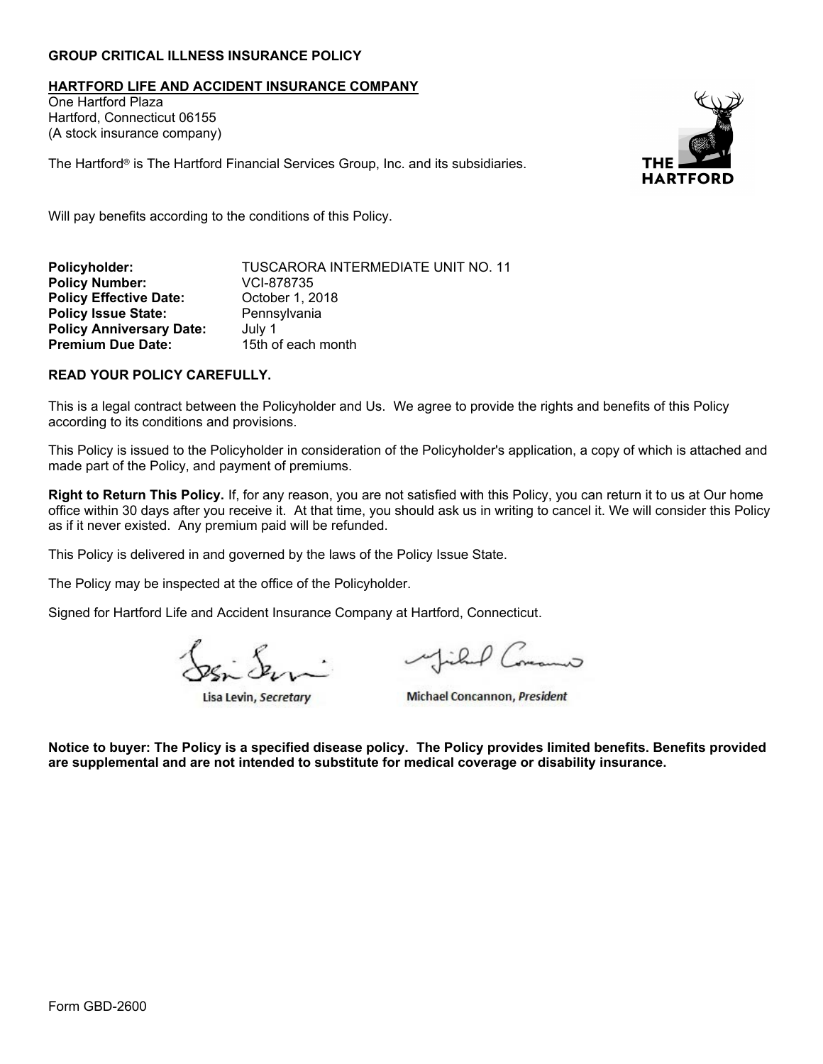**GROUP CRITICAL ILLNESS INSURANCE POLICY**

**HARTFORD LIFE AND ACCIDENT INSURANCE COMPANY**
One Hartford Plaza
Hartford, Connecticut 06155
(A stock insurance company)

The Hartford® is The Hartford Financial Services Group, Inc. and its subsidiaries.

Will pay benefits according to the conditions of this Policy.

| | |
|---|---|
| **Policyholder:** | TUSCARORA INTERMEDIATE UNIT NO. 11 |
| **Policy Number:** | VCI-878735 |
| **Policy Effective Date:** | October 1, 2018 |
| **Policy Issue State:** | Pennsylvania |
| **Policy Anniversary Date:** | July 1 |
| **Premium Due Date:** | 15th of each month |

**READ YOUR POLICY CAREFULLY.**

This is a legal contract between the Policyholder and Us. We agree to provide the rights and benefits of this Policy according to its conditions and provisions.

This Policy is issued to the Policyholder in consideration of the Policyholder's application, a copy of which is attached and made part of the Policy, and payment of premiums.

**Right to Return This Policy.** If, for any reason, you are not satisfied with this Policy, you can return it to us at Our home office within 30 days after you receive it. At that time, you should ask us in writing to cancel it. We will consider this Policy as if it never existed. Any premium paid will be refunded.

This Policy is delivered in and governed by the laws of the Policy Issue State.

The Policy may be inspected at the office of the Policyholder.

Signed for Hartford Life and Accident Insurance Company at Hartford, Connecticut.

Lisa Levin, *Secretary* — Michael Concannon, *President*

**Notice to buyer: The Policy is a specified disease policy. The Policy provides limited benefits. Benefits provided are supplemental and are not intended to substitute for medical coverage or disability insurance.**

Form GBD-2600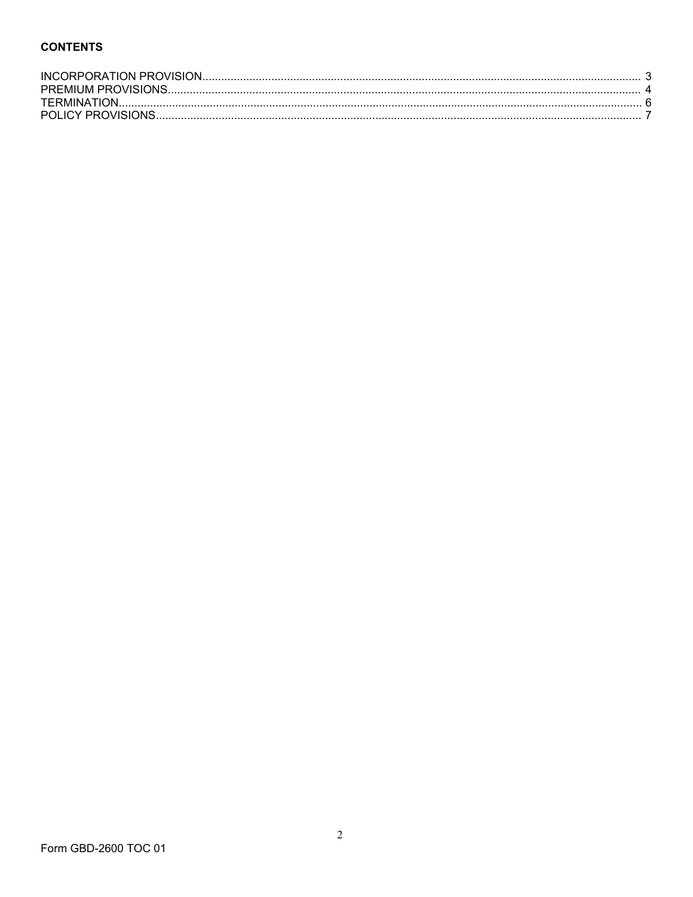**CONTENTS**

INCORPORATION PROVISION........................................................................................................................................ 3
PREMIUM PROVISIONS................................................................................................................................................... 4
TERMINATION.................................................................................................................................................................... 6
POLICY PROVISIONS....................................................................................................................................................... 7

Form GBD-2600 TOC 01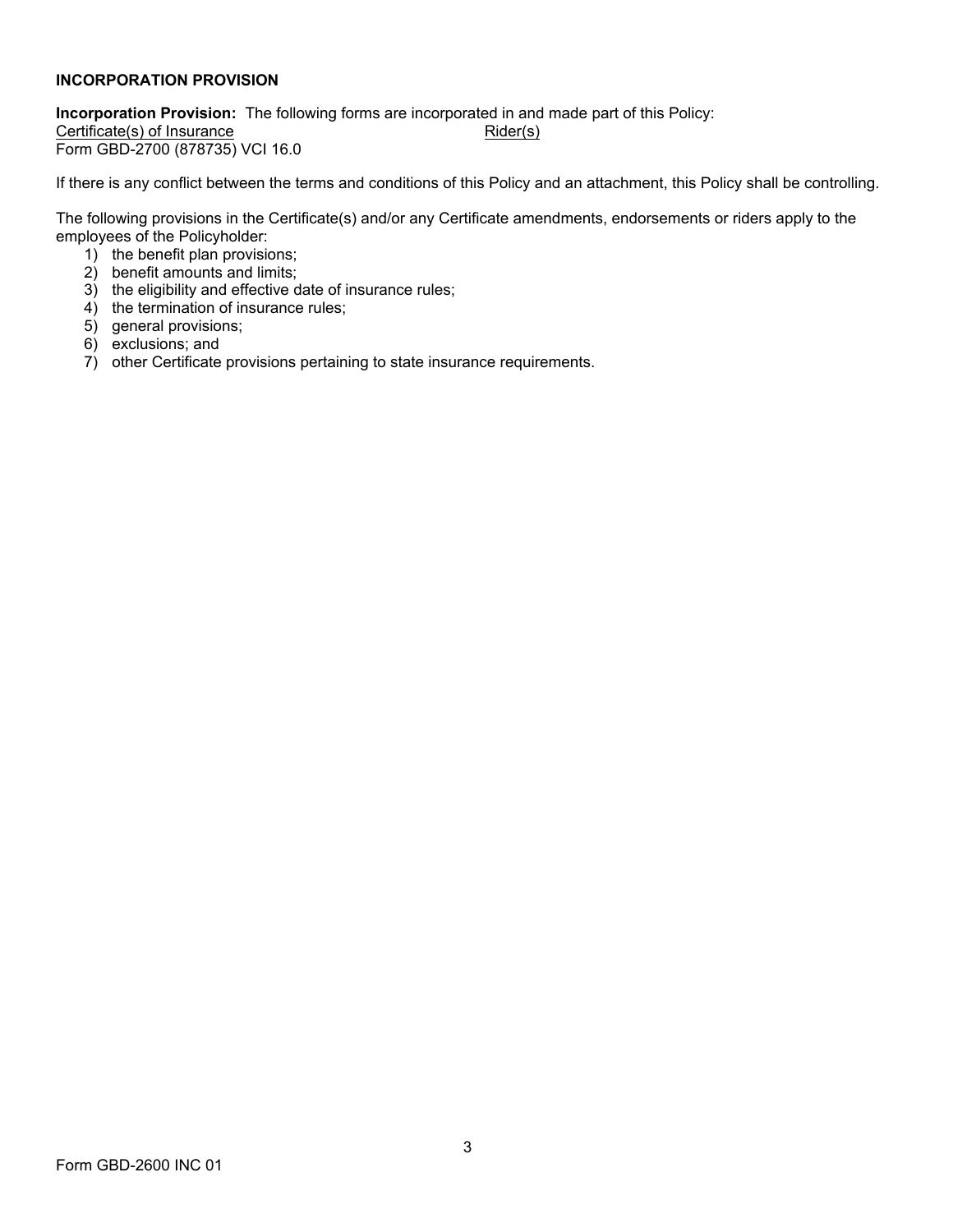## INCORPORATION PROVISION

**Incorporation Provision:** The following forms are incorporated in and made part of this Policy:

| Certificate(s) of Insurance | Rider(s) |
|---|---|
| Form GBD-2700 (878735) VCI 16.0 | |

If there is any conflict between the terms and conditions of this Policy and an attachment, this Policy shall be controlling.

The following provisions in the Certificate(s) and/or any Certificate amendments, endorsements or riders apply to the employees of the Policyholder:

1) the benefit plan provisions;
2) benefit amounts and limits;
3) the eligibility and effective date of insurance rules;
4) the termination of insurance rules;
5) general provisions;
6) exclusions; and
7) other Certificate provisions pertaining to state insurance requirements.

Form GBD-2600 INC 01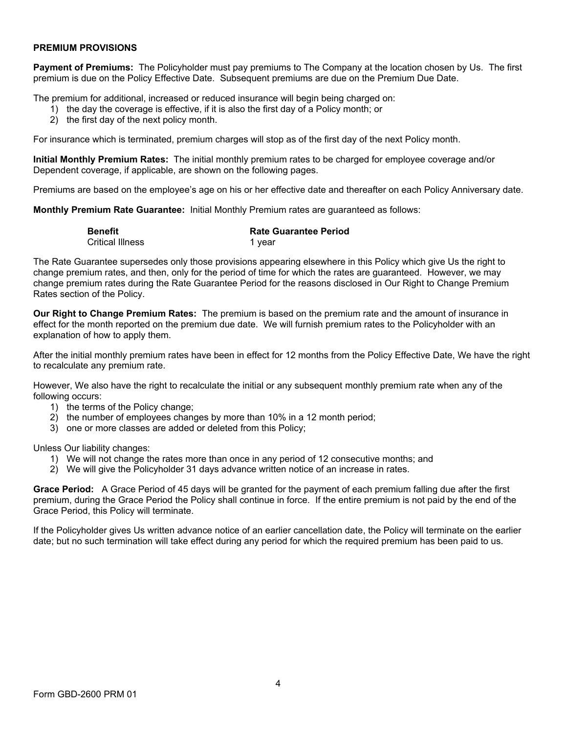## PREMIUM PROVISIONS

**Payment of Premiums:** The Policyholder must pay premiums to The Company at the location chosen by Us. The first premium is due on the Policy Effective Date. Subsequent premiums are due on the Premium Due Date.

The premium for additional, increased or reduced insurance will begin being charged on:

1) the day the coverage is effective, if it is also the first day of a Policy month; or
2) the first day of the next policy month.

For insurance which is terminated, premium charges will stop as of the first day of the next Policy month.

**Initial Monthly Premium Rates:** The initial monthly premium rates to be charged for employee coverage and/or Dependent coverage, if applicable, are shown on the following pages.

Premiums are based on the employee's age on his or her effective date and thereafter on each Policy Anniversary date.

**Monthly Premium Rate Guarantee:** Initial Monthly Premium rates are guaranteed as follows:

| Benefit | Rate Guarantee Period |
|---|---|
| Critical Illness | 1 year |

The Rate Guarantee supersedes only those provisions appearing elsewhere in this Policy which give Us the right to change premium rates, and then, only for the period of time for which the rates are guaranteed. However, we may change premium rates during the Rate Guarantee Period for the reasons disclosed in Our Right to Change Premium Rates section of the Policy.

**Our Right to Change Premium Rates:** The premium is based on the premium rate and the amount of insurance in effect for the month reported on the premium due date. We will furnish premium rates to the Policyholder with an explanation of how to apply them.

After the initial monthly premium rates have been in effect for 12 months from the Policy Effective Date, We have the right to recalculate any premium rate.

However, We also have the right to recalculate the initial or any subsequent monthly premium rate when any of the following occurs:

1) the terms of the Policy change;
2) the number of employees changes by more than 10% in a 12 month period;
3) one or more classes are added or deleted from this Policy;

Unless Our liability changes:

1) We will not change the rates more than once in any period of 12 consecutive months; and
2) We will give the Policyholder 31 days advance written notice of an increase in rates.

**Grace Period:** A Grace Period of 45 days will be granted for the payment of each premium falling due after the first premium, during the Grace Period the Policy shall continue in force. If the entire premium is not paid by the end of the Grace Period, this Policy will terminate.

If the Policyholder gives Us written advance notice of an earlier cancellation date, the Policy will terminate on the earlier date; but no such termination will take effect during any period for which the required premium has been paid to us.

Form GBD-2600 PRM 01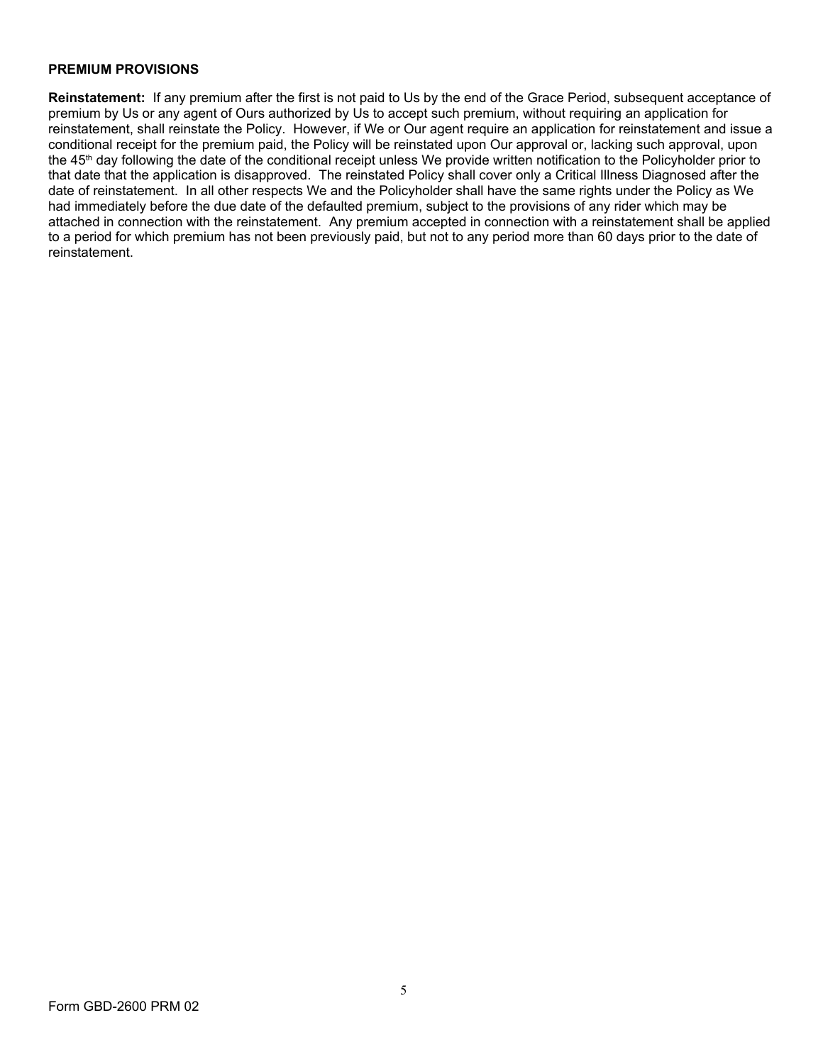**PREMIUM PROVISIONS**

**Reinstatement:** If any premium after the first is not paid to Us by the end of the Grace Period, subsequent acceptance of premium by Us or any agent of Ours authorized by Us to accept such premium, without requiring an application for reinstatement, shall reinstate the Policy. However, if We or Our agent require an application for reinstatement and issue a conditional receipt for the premium paid, the Policy will be reinstated upon Our approval or, lacking such approval, upon the 45th day following the date of the conditional receipt unless We provide written notification to the Policyholder prior to that date that the application is disapproved. The reinstated Policy shall cover only a Critical Illness Diagnosed after the date of reinstatement. In all other respects We and the Policyholder shall have the same rights under the Policy as We had immediately before the due date of the defaulted premium, subject to the provisions of any rider which may be attached in connection with the reinstatement. Any premium accepted in connection with a reinstatement shall be applied to a period for which premium has not been previously paid, but not to any period more than 60 days prior to the date of reinstatement.

Form GBD-2600 PRM 02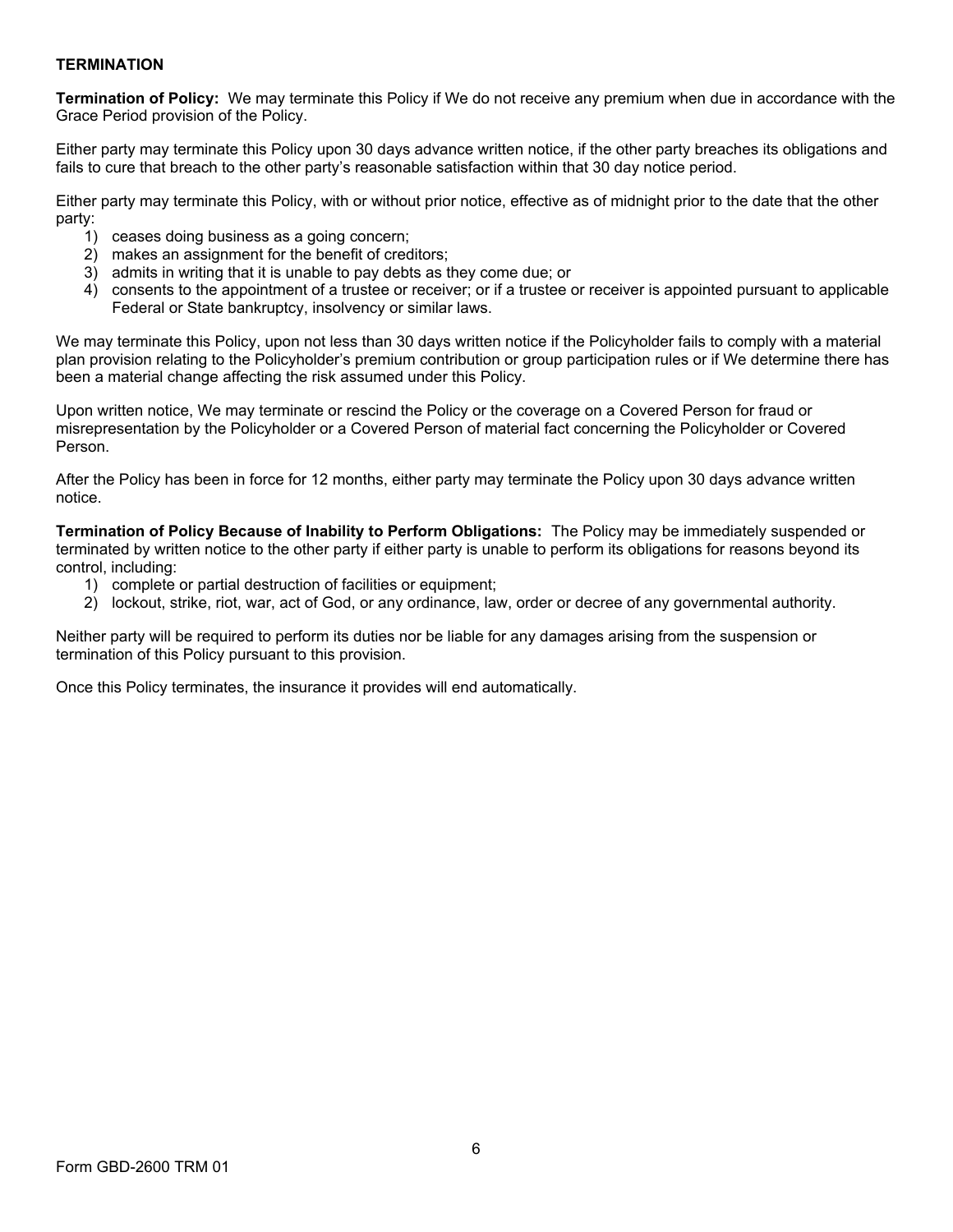## TERMINATION

**Termination of Policy:** We may terminate this Policy if We do not receive any premium when due in accordance with the Grace Period provision of the Policy.

Either party may terminate this Policy upon 30 days advance written notice, if the other party breaches its obligations and fails to cure that breach to the other party's reasonable satisfaction within that 30 day notice period.

Either party may terminate this Policy, with or without prior notice, effective as of midnight prior to the date that the other party:

1) ceases doing business as a going concern;
2) makes an assignment for the benefit of creditors;
3) admits in writing that it is unable to pay debts as they come due; or
4) consents to the appointment of a trustee or receiver; or if a trustee or receiver is appointed pursuant to applicable Federal or State bankruptcy, insolvency or similar laws.

We may terminate this Policy, upon not less than 30 days written notice if the Policyholder fails to comply with a material plan provision relating to the Policyholder's premium contribution or group participation rules or if We determine there has been a material change affecting the risk assumed under this Policy.

Upon written notice, We may terminate or rescind the Policy or the coverage on a Covered Person for fraud or misrepresentation by the Policyholder or a Covered Person of material fact concerning the Policyholder or Covered Person.

After the Policy has been in force for 12 months, either party may terminate the Policy upon 30 days advance written notice.

**Termination of Policy Because of Inability to Perform Obligations:** The Policy may be immediately suspended or terminated by written notice to the other party if either party is unable to perform its obligations for reasons beyond its control, including:

1) complete or partial destruction of facilities or equipment;
2) lockout, strike, riot, war, act of God, or any ordinance, law, order or decree of any governmental authority.

Neither party will be required to perform its duties nor be liable for any damages arising from the suspension or termination of this Policy pursuant to this provision.

Once this Policy terminates, the insurance it provides will end automatically.

Form GBD-2600 TRM 01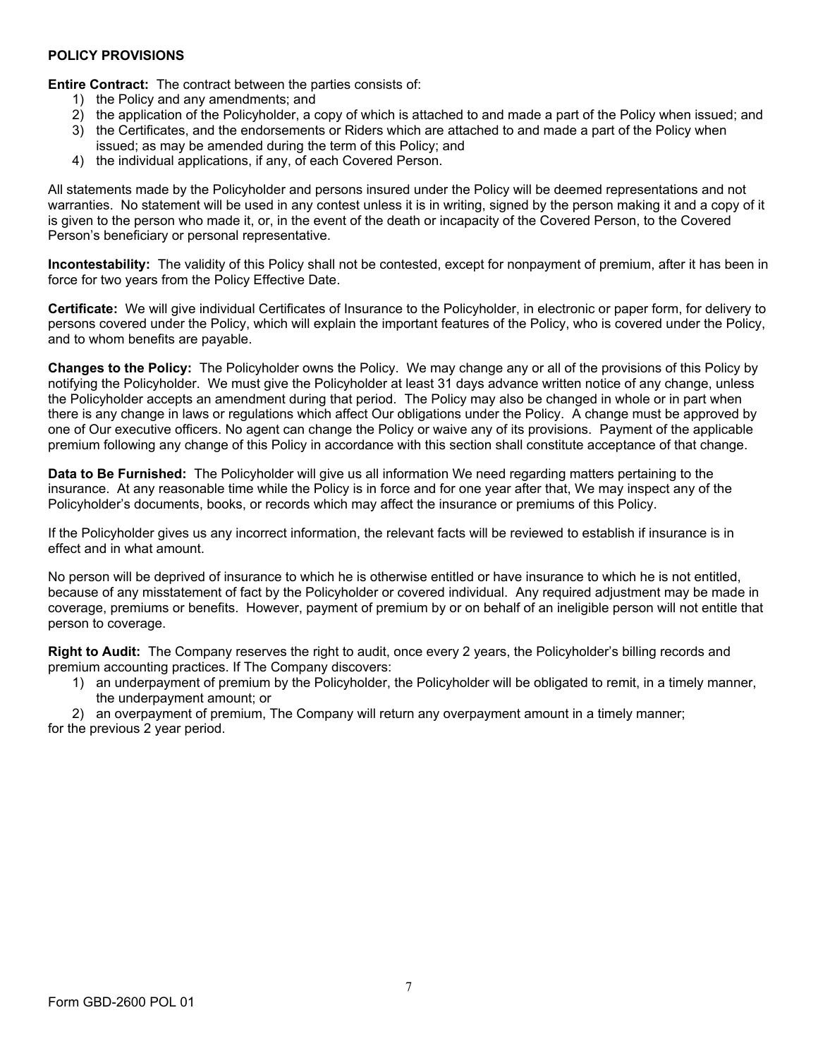## POLICY PROVISIONS

**Entire Contract:** The contract between the parties consists of:

1) the Policy and any amendments; and
2) the application of the Policyholder, a copy of which is attached to and made a part of the Policy when issued; and
3) the Certificates, and the endorsements or Riders which are attached to and made a part of the Policy when issued; as may be amended during the term of this Policy; and
4) the individual applications, if any, of each Covered Person.

All statements made by the Policyholder and persons insured under the Policy will be deemed representations and not warranties. No statement will be used in any contest unless it is in writing, signed by the person making it and a copy of it is given to the person who made it, or, in the event of the death or incapacity of the Covered Person, to the Covered Person's beneficiary or personal representative.

**Incontestability:** The validity of this Policy shall not be contested, except for nonpayment of premium, after it has been in force for two years from the Policy Effective Date.

**Certificate:** We will give individual Certificates of Insurance to the Policyholder, in electronic or paper form, for delivery to persons covered under the Policy, which will explain the important features of the Policy, who is covered under the Policy, and to whom benefits are payable.

**Changes to the Policy:** The Policyholder owns the Policy. We may change any or all of the provisions of this Policy by notifying the Policyholder. We must give the Policyholder at least 31 days advance written notice of any change, unless the Policyholder accepts an amendment during that period. The Policy may also be changed in whole or in part when there is any change in laws or regulations which affect Our obligations under the Policy. A change must be approved by one of Our executive officers. No agent can change the Policy or waive any of its provisions. Payment of the applicable premium following any change of this Policy in accordance with this section shall constitute acceptance of that change.

**Data to Be Furnished:** The Policyholder will give us all information We need regarding matters pertaining to the insurance. At any reasonable time while the Policy is in force and for one year after that, We may inspect any of the Policyholder's documents, books, or records which may affect the insurance or premiums of this Policy.

If the Policyholder gives us any incorrect information, the relevant facts will be reviewed to establish if insurance is in effect and in what amount.

No person will be deprived of insurance to which he is otherwise entitled or have insurance to which he is not entitled, because of any misstatement of fact by the Policyholder or covered individual. Any required adjustment may be made in coverage, premiums or benefits. However, payment of premium by or on behalf of an ineligible person will not entitle that person to coverage.

**Right to Audit:** The Company reserves the right to audit, once every 2 years, the Policyholder's billing records and premium accounting practices. If The Company discovers:

1) an underpayment of premium by the Policyholder, the Policyholder will be obligated to remit, in a timely manner, the underpayment amount; or
2) an overpayment of premium, The Company will return any overpayment amount in a timely manner;

for the previous 2 year period.

Form GBD-2600 POL 01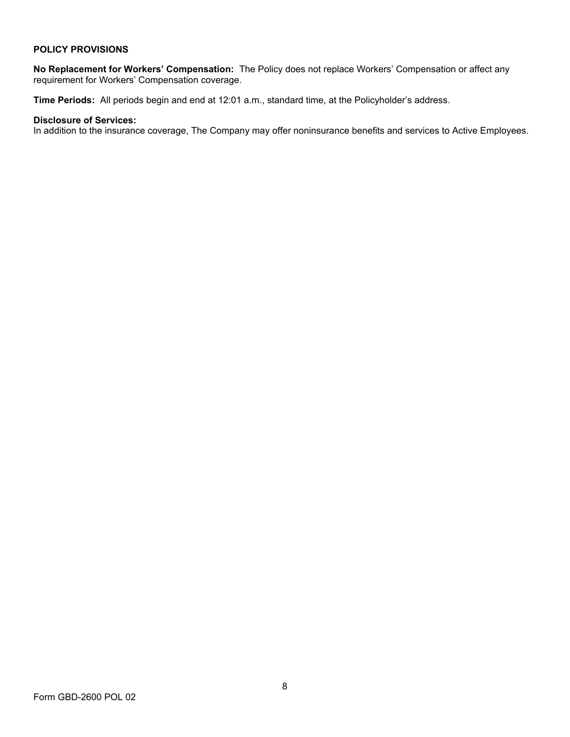**POLICY PROVISIONS**

**No Replacement for Workers' Compensation:** The Policy does not replace Workers' Compensation or affect any requirement for Workers' Compensation coverage.

**Time Periods:** All periods begin and end at 12:01 a.m., standard time, at the Policyholder's address.

**Disclosure of Services:**
In addition to the insurance coverage, The Company may offer noninsurance benefits and services to Active Employees.

Form GBD-2600 POL 02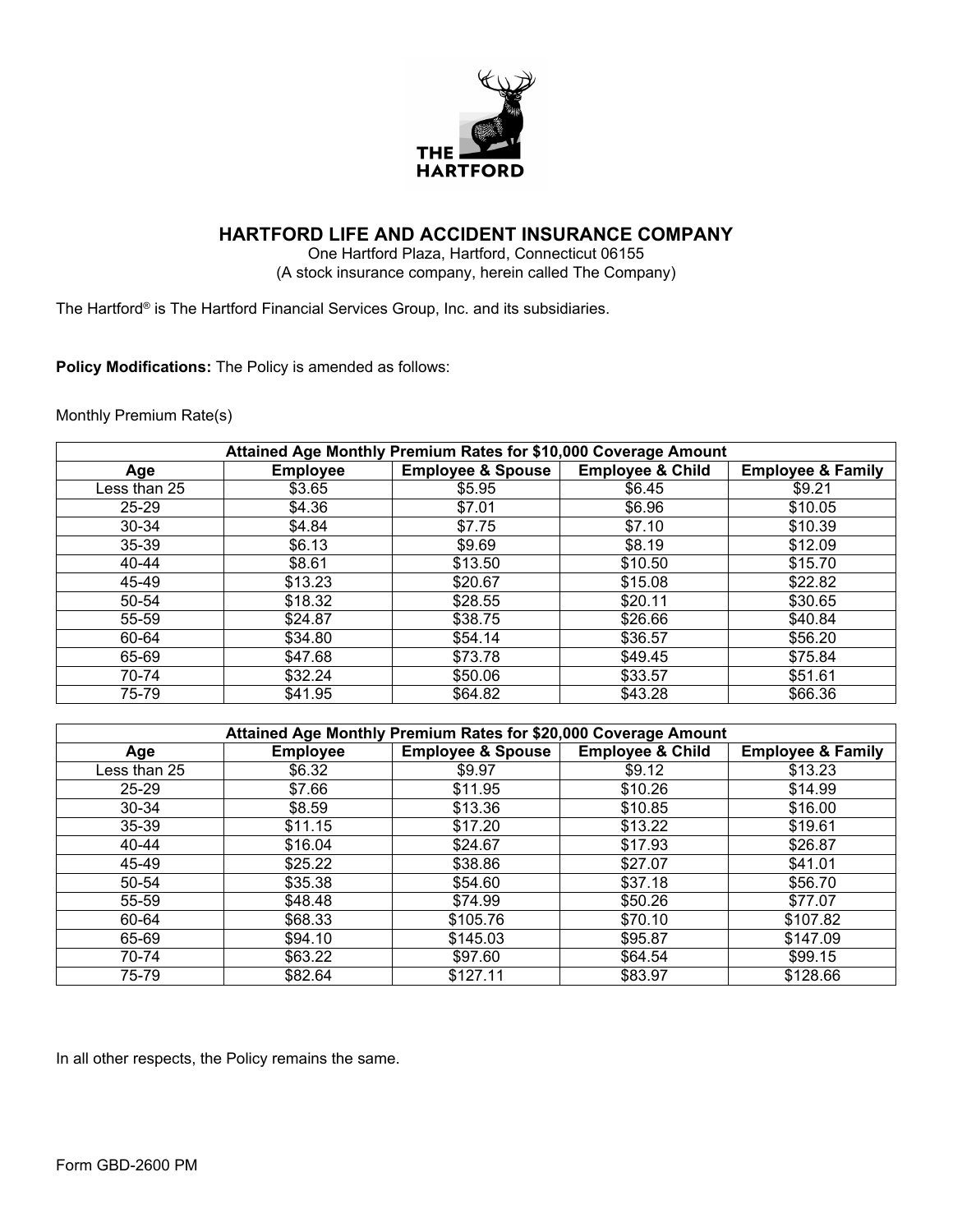THE HARTFORD

## HARTFORD LIFE AND ACCIDENT INSURANCE COMPANY

One Hartford Plaza, Hartford, Connecticut 06155
(A stock insurance company, herein called The Company)

The Hartford® is The Hartford Financial Services Group, Inc. and its subsidiaries.

**Policy Modifications:** The Policy is amended as follows:

Monthly Premium Rate(s)

| Attained Age Monthly Premium Rates for $10,000 Coverage Amount | | | | |
|---|---|---|---|---|
| **Age** | **Employee** | **Employee & Spouse** | **Employee & Child** | **Employee & Family** |
| Less than 25 | $3.65 | $5.95 | $6.45 | $9.21 |
| 25-29 | $4.36 | $7.01 | $6.96 | $10.05 |
| 30-34 | $4.84 | $7.75 | $7.10 | $10.39 |
| 35-39 | $6.13 | $9.69 | $8.19 | $12.09 |
| 40-44 | $8.61 | $13.50 | $10.50 | $15.70 |
| 45-49 | $13.23 | $20.67 | $15.08 | $22.82 |
| 50-54 | $18.32 | $28.55 | $20.11 | $30.65 |
| 55-59 | $24.87 | $38.75 | $26.66 | $40.84 |
| 60-64 | $34.80 | $54.14 | $36.57 | $56.20 |
| 65-69 | $47.68 | $73.78 | $49.45 | $75.84 |
| 70-74 | $32.24 | $50.06 | $33.57 | $51.61 |
| 75-79 | $41.95 | $64.82 | $43.28 | $66.36 |

| Attained Age Monthly Premium Rates for $20,000 Coverage Amount | | | | |
|---|---|---|---|---|
| **Age** | **Employee** | **Employee & Spouse** | **Employee & Child** | **Employee & Family** |
| Less than 25 | $6.32 | $9.97 | $9.12 | $13.23 |
| 25-29 | $7.66 | $11.95 | $10.26 | $14.99 |
| 30-34 | $8.59 | $13.36 | $10.85 | $16.00 |
| 35-39 | $11.15 | $17.20 | $13.22 | $19.61 |
| 40-44 | $16.04 | $24.67 | $17.93 | $26.87 |
| 45-49 | $25.22 | $38.86 | $27.07 | $41.01 |
| 50-54 | $35.38 | $54.60 | $37.18 | $56.70 |
| 55-59 | $48.48 | $74.99 | $50.26 | $77.07 |
| 60-64 | $68.33 | $105.76 | $70.10 | $107.82 |
| 65-69 | $94.10 | $145.03 | $95.87 | $147.09 |
| 70-74 | $63.22 | $97.60 | $64.54 | $99.15 |
| 75-79 | $82.64 | $127.11 | $83.97 | $128.66 |

In all other respects, the Policy remains the same.

Form GBD-2600 PM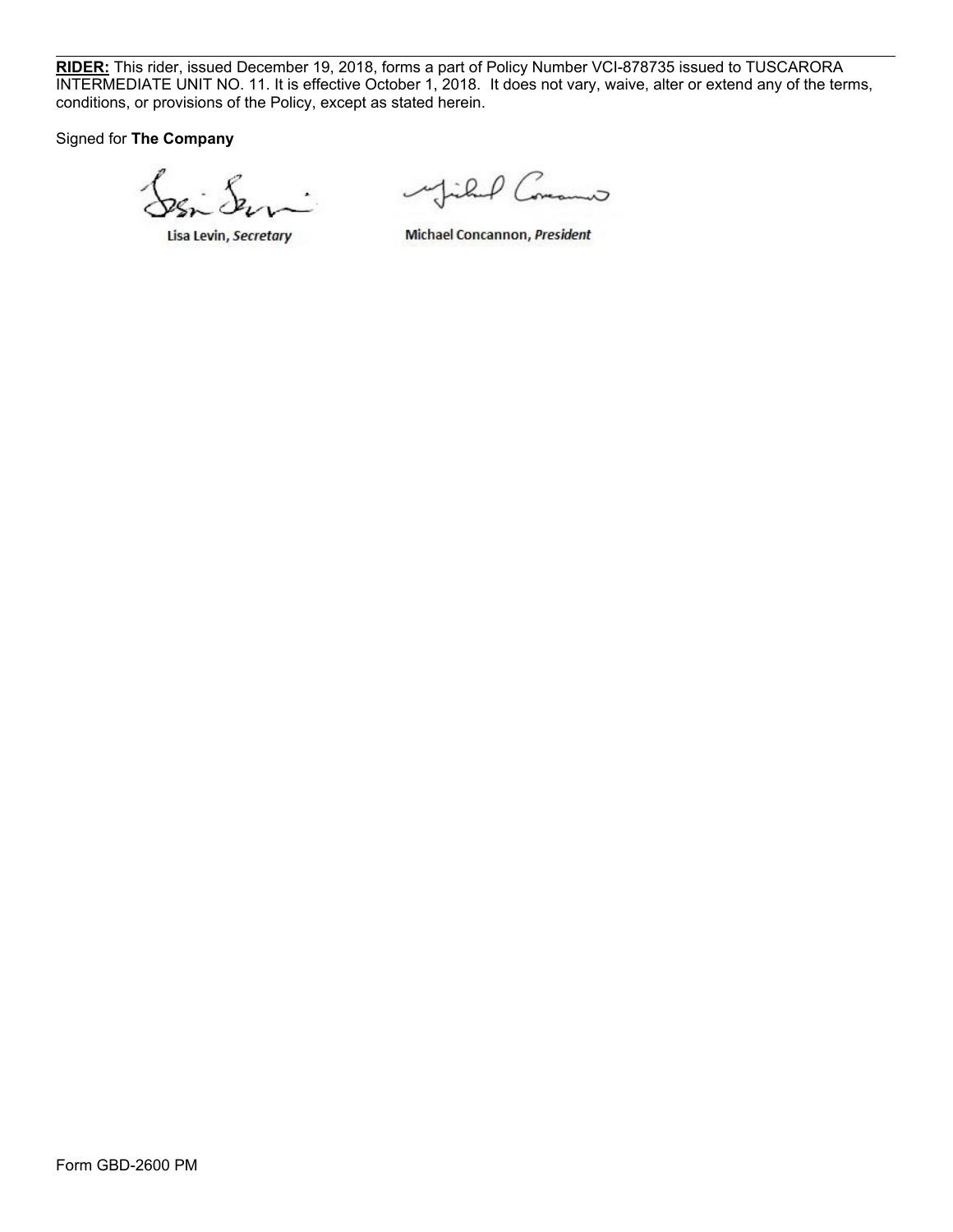**<u>RIDER:</u>** This rider, issued December 19, 2018, forms a part of Policy Number VCI-878735 issued to TUSCARORA INTERMEDIATE UNIT NO. 11. It is effective October 1, 2018. It does not vary, waive, alter or extend any of the terms, conditions, or provisions of the Policy, except as stated herein.

Signed for **The Company**

Lisa Levin, *Secretary*

Michael Concannon, *President*

Form GBD-2600 PM